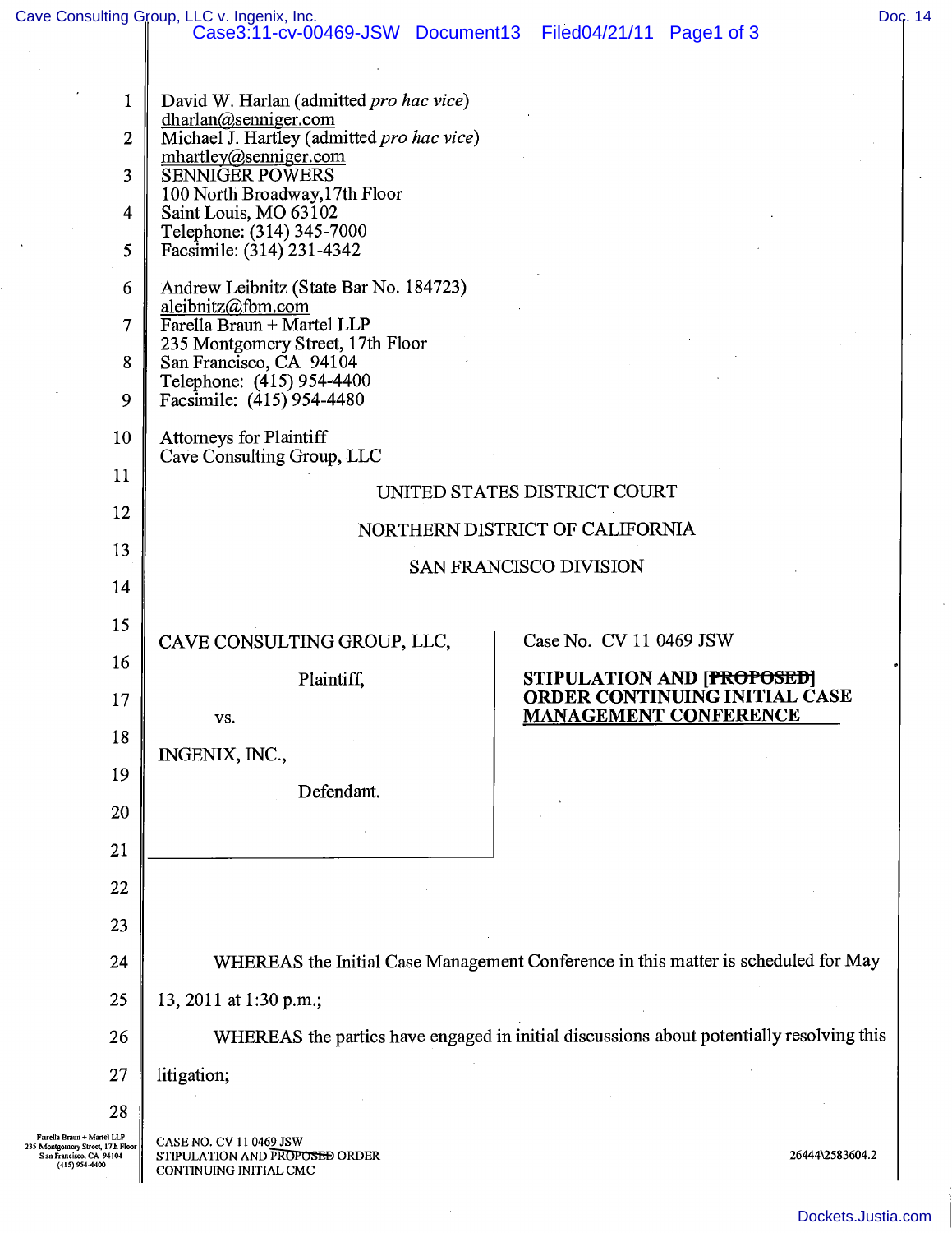David W. Harlan (admitted *pro hac vice*)
dharlan@senniger.com
Michael J. Hartley (admitted *pro hac vice*)
mhartley@senniger.com
SENNIGER POWERS
100 North Broadway,17th Floor
Saint Louis, MO 63102
Telephone: (314) 345-7000
Facsimile: (314) 231-4342

Andrew Leibnitz (State Bar No. 184723)
aleibnitz@fbm.com
Farella Braun + Martel LLP
235 Montgomery Street, 17th Floor
San Francisco, CA 94104
Telephone: (415) 954-4400
Facsimile: (415) 954-4480

Attorneys for Plaintiff
Cave Consulting Group, LLC

UNITED STATES DISTRICT COURT

NORTHERN DISTRICT OF CALIFORNIA

SAN FRANCISCO DIVISION

| | |
|---|---|
| CAVE CONSULTING GROUP, LLC,<br><br>Plaintiff,<br><br>vs.<br><br>INGENIX, INC.,<br><br>Defendant. | Case No. CV 11 0469 JSW<br><br>**STIPULATION AND [~~PROPOSED~~] ORDER CONTINUING INITIAL CASE MANAGEMENT CONFERENCE** |

WHEREAS the Initial Case Management Conference in this matter is scheduled for May 13, 2011 at 1:30 p.m.;

WHEREAS the parties have engaged in initial discussions about potentially resolving this litigation;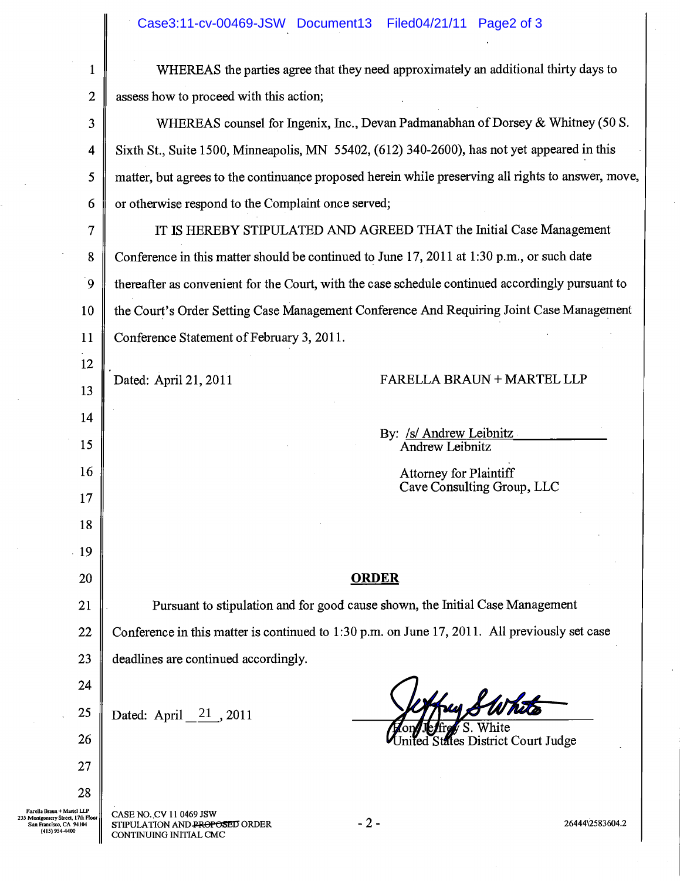WHEREAS the parties agree that they need approximately an additional thirty days to assess how to proceed with this action;

WHEREAS counsel for Ingenix, Inc., Devan Padmanabhan of Dorsey & Whitney (50 S. Sixth St., Suite 1500, Minneapolis, MN 55402, (612) 340-2600), has not yet appeared in this matter, but agrees to the continuance proposed herein while preserving all rights to answer, move, or otherwise respond to the Complaint once served;

IT IS HEREBY STIPULATED AND AGREED THAT the Initial Case Management Conference in this matter should be continued to June 17, 2011 at 1:30 p.m., or such date thereafter as convenient for the Court, with the case schedule continued accordingly pursuant to the Court's Order Setting Case Management Conference And Requiring Joint Case Management Conference Statement of February 3, 2011.

Dated: April 21, 2011

FARELLA BRAUN + MARTEL LLP

By: /s/ Andrew Leibnitz
Andrew Leibnitz

Attorney for Plaintiff
Cave Consulting Group, LLC

**ORDER**

Pursuant to stipulation and for good cause shown, the Initial Case Management Conference in this matter is continued to 1:30 p.m. on June 17, 2011. All previously set case deadlines are continued accordingly.

Dated: April 21, 2011

Hon. Jeffrey S. White
United States District Court Judge

Farella Braun + Martel LLP
235 Montgomery Street, 17th Floor
San Francisco, CA 94104
(415) 954-4400

CASE NO. CV 11 0469 JSW
STIPULATION AND ~~PROPOSED~~ ORDER CONTINUING INITIAL CMC

26444\2583604.2